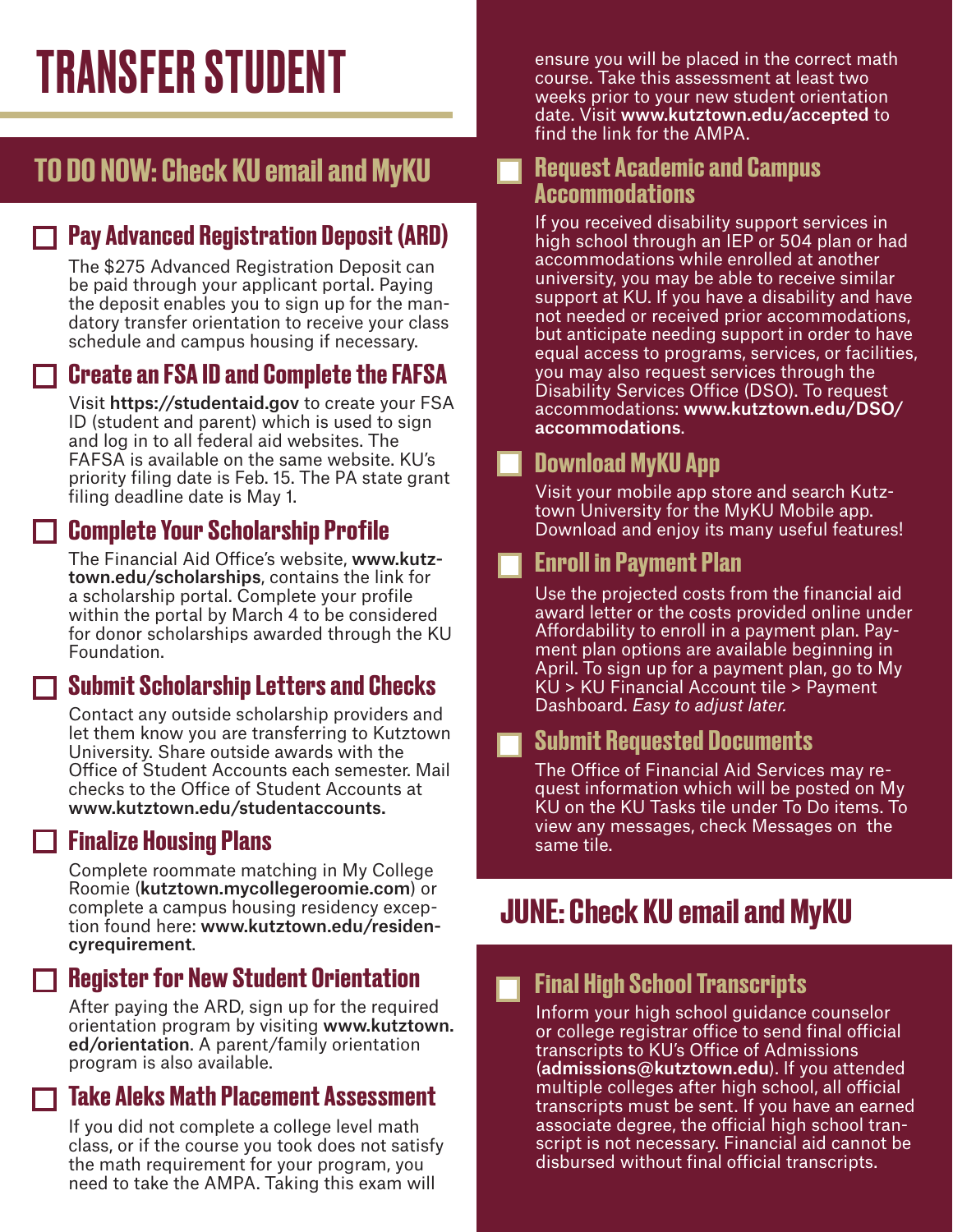# TRANSFER STUDENT

## TO DO NOW: Check KU email and MyKU

### ☐ Pay Advanced Registration Deposit (ARD)

The $275 Advanced Registration Deposit can be paid through your applicant portal. Paying the deposit enables you to sign up for the mandatory transfer orientation to receive your class schedule and campus housing if necessary.

### ☐ Create an FSA ID and Complete the FAFSA

Visit **https://studentaid.gov** to create your FSA ID (student and parent) which is used to sign and log in to all federal aid websites. The FAFSA is available on the same website. KU's priority filing date is Feb. 15. The PA state grant filing deadline date is May 1.

### ☐ Complete Your Scholarship Profile

The Financial Aid Office's website, **www.kutztown.edu/scholarships**, contains the link for a scholarship portal. Complete your profile within the portal by March 4 to be considered for donor scholarships awarded through the KU Foundation.

### ☐ Submit Scholarship Letters and Checks

Contact any outside scholarship providers and let them know you are transferring to Kutztown University. Share outside awards with the Office of Student Accounts each semester. Mail checks to the Office of Student Accounts at **www.kutztown.edu/studentaccounts.**

### ☐ Finalize Housing Plans

Complete roommate matching in My College Roomie (**kutztown.mycollegeroomie.com**) or complete a campus housing residency exception found here: **www.kutztown.edu/residencyrequirement**.

### ☐ Register for New Student Orientation

After paying the ARD, sign up for the required orientation program by visiting **www.kutztown.ed/orientation**. A parent/family orientation program is also available.

### ☐ Take Aleks Math Placement Assessment

If you did not complete a college level math class, or if the course you took does not satisfy the math requirement for your program, you need to take the AMPA. Taking this exam will ensure you will be placed in the correct math course. Take this assessment at least two weeks prior to your new student orientation date. Visit **www.kutztown.edu/accepted** to find the link for the AMPA.

### ☐ Request Academic and Campus Accommodations

If you received disability support services in high school through an IEP or 504 plan or had accommodations while enrolled at another university, you may be able to receive similar support at KU. If you have a disability and have not needed or received prior accommodations, but anticipate needing support in order to have equal access to programs, services, or facilities, you may also request services through the Disability Services Office (DSO). To request accommodations: **www.kutztown.edu/DSO/accommodations**.

### ☐ Download MyKU App

Visit your mobile app store and search Kutztown University for the MyKU Mobile app. Download and enjoy its many useful features!

### ☐ Enroll in Payment Plan

Use the projected costs from the financial aid award letter or the costs provided online under Affordability to enroll in a payment plan. Payment plan options are available beginning in April. To sign up for a payment plan, go to My KU > KU Financial Account tile > Payment Dashboard. *Easy to adjust later.*

### ☐ Submit Requested Documents

The Office of Financial Aid Services may request information which will be posted on My KU on the KU Tasks tile under To Do items. To view any messages, check Messages on the same tile.

## JUNE: Check KU email and MyKU

### ☐ Final High School Transcripts

Inform your high school guidance counselor or college registrar office to send final official transcripts to KU's Office of Admissions (**admissions@kutztown.edu**). If you attended multiple colleges after high school, all official transcripts must be sent. If you have an earned associate degree, the official high school transcript is not necessary. Financial aid cannot be disbursed without final official transcripts.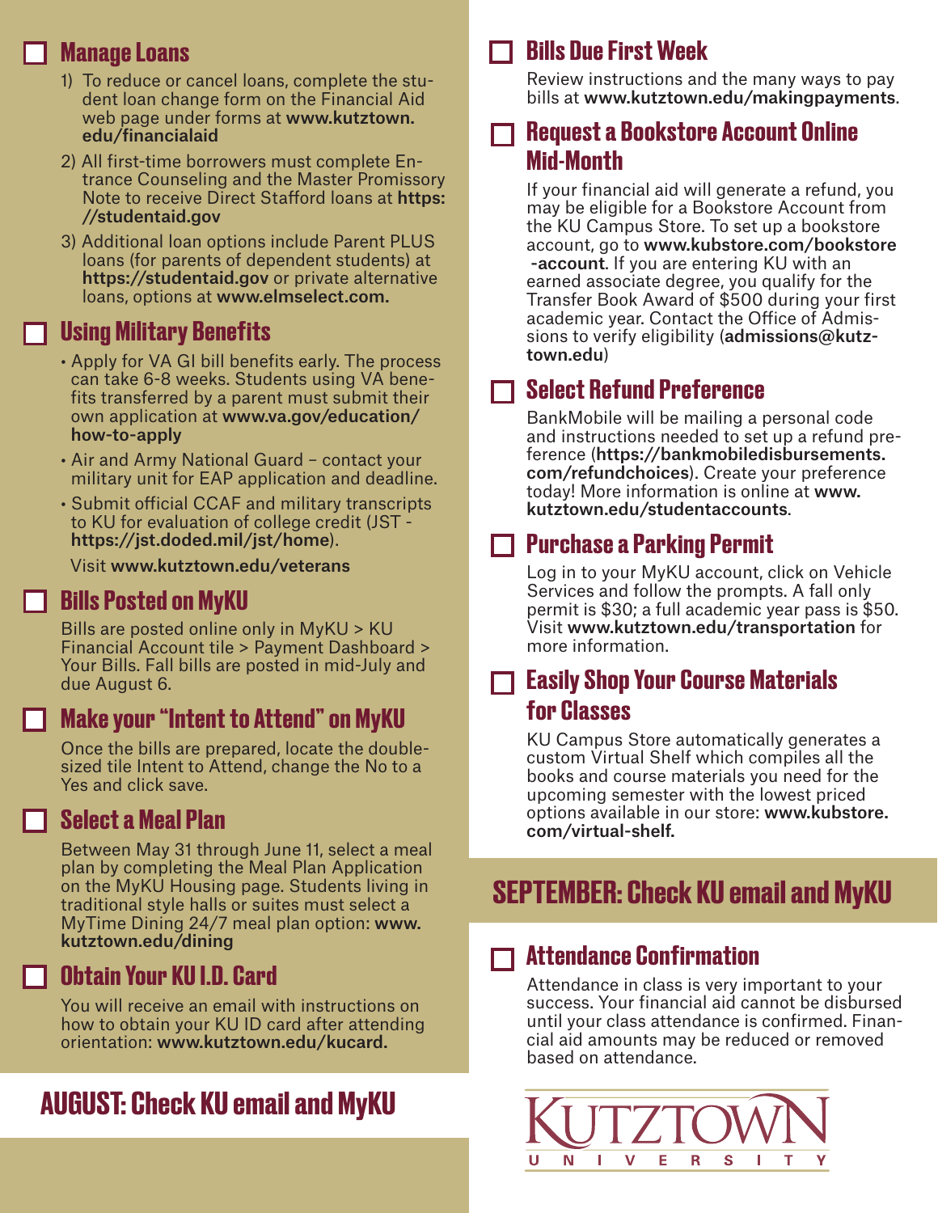## Manage Loans

1) To reduce or cancel loans, complete the student loan change form on the Financial Aid web page under forms at **www.kutztown.edu/financialaid**
2) All first-time borrowers must complete Entrance Counseling and the Master Promissory Note to receive Direct Stafford loans at **https://studentaid.gov**
3) Additional loan options include Parent PLUS loans (for parents of dependent students) at **https://studentaid.gov** or private alternative loans, options at **www.elmselect.com.**

## Using Military Benefits

- Apply for VA GI bill benefits early. The process can take 6-8 weeks. Students using VA benefits transferred by a parent must submit their own application at **www.va.gov/education/how-to-apply**
- Air and Army National Guard – contact your military unit for EAP application and deadline.
- Submit official CCAF and military transcripts to KU for evaluation of college credit (JST - **https://jst.doded.mil/jst/home**).

Visit **www.kutztown.edu/veterans**

## Bills Posted on MyKU

Bills are posted online only in MyKU > KU Financial Account tile > Payment Dashboard > Your Bills. Fall bills are posted in mid-July and due August 6.

## Make your "Intent to Attend" on MyKU

Once the bills are prepared, locate the double-sized tile Intent to Attend, change the No to a Yes and click save.

## Select a Meal Plan

Between May 31 through June 11, select a meal plan by completing the Meal Plan Application on the MyKU Housing page. Students living in traditional style halls or suites must select a MyTime Dining 24/7 meal plan option: **www.kutztown.edu/dining**

## Obtain Your KU I.D. Card

You will receive an email with instructions on how to obtain your KU ID card after attending orientation: **www.kutztown.edu/kucard.**

# AUGUST: Check KU email and MyKU

## Bills Due First Week

Review instructions and the many ways to pay bills at **www.kutztown.edu/makingpayments**.

## Request a Bookstore Account Online Mid-Month

If your financial aid will generate a refund, you may be eligible for a Bookstore Account from the KU Campus Store. To set up a bookstore account, go to **www.kubstore.com/bookstore-account**. If you are entering KU with an earned associate degree, you qualify for the Transfer Book Award of $500 during your first academic year. Contact the Office of Admissions to verify eligibility (**admissions@kutztown.edu**)

## Select Refund Preference

BankMobile will be mailing a personal code and instructions needed to set up a refund preference (**https://bankmobiledisbursements.com/refundchoices**). Create your preference today! More information is online at **www.kutztown.edu/studentaccounts**.

## Purchase a Parking Permit

Log in to your MyKU account, click on Vehicle Services and follow the prompts. A fall only permit is $30; a full academic year pass is $50. Visit **www.kutztown.edu/transportation** for more information.

## Easily Shop Your Course Materials for Classes

KU Campus Store automatically generates a custom Virtual Shelf which compiles all the books and course materials you need for the upcoming semester with the lowest priced options available in our store: **www.kubstore.com/virtual-shelf.**

# SEPTEMBER: Check KU email and MyKU

## Attendance Confirmation

Attendance in class is very important to your success. Your financial aid cannot be disbursed until your class attendance is confirmed. Financial aid amounts may be reduced or removed based on attendance.

KUTZTOWN UNIVERSITY